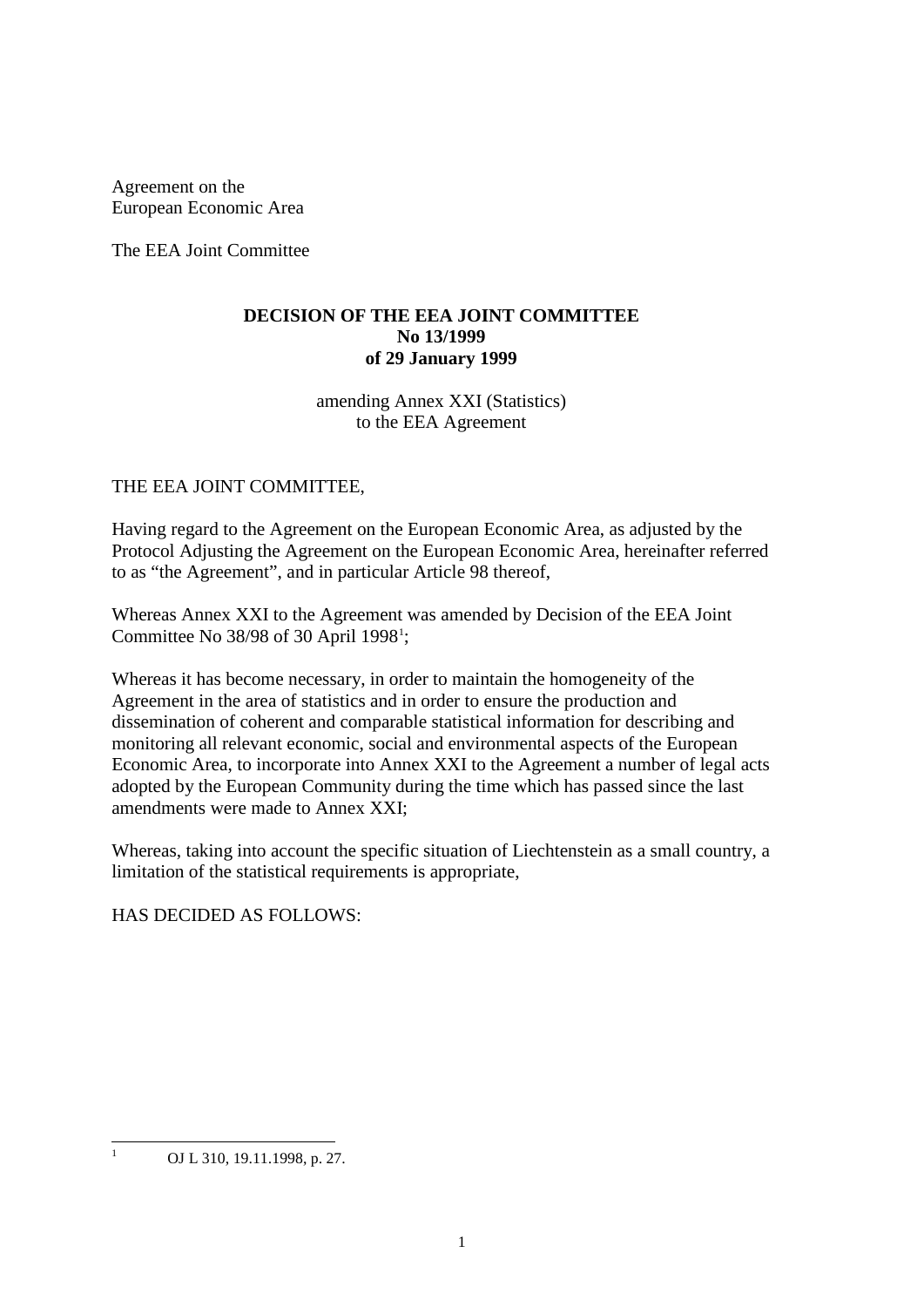Agreement on the
European Economic Area

The EEA Joint Committee

**DECISION OF THE EEA JOINT COMMITTEE**
**No 13/1999**
**of 29 January 1999**

amending Annex XXI (Statistics)
to the EEA Agreement

THE EEA JOINT COMMITTEE,

Having regard to the Agreement on the European Economic Area, as adjusted by the Protocol Adjusting the Agreement on the European Economic Area, hereinafter referred to as "the Agreement", and in particular Article 98 thereof,

Whereas Annex XXI to the Agreement was amended by Decision of the EEA Joint Committee No 38/98 of 30 April 1998[1];

Whereas it has become necessary, in order to maintain the homogeneity of the Agreement in the area of statistics and in order to ensure the production and dissemination of coherent and comparable statistical information for describing and monitoring all relevant economic, social and environmental aspects of the European Economic Area, to incorporate into Annex XXI to the Agreement a number of legal acts adopted by the European Community during the time which has passed since the last amendments were made to Annex XXI;

Whereas, taking into account the specific situation of Liechtenstein as a small country, a limitation of the statistical requirements is appropriate,

HAS DECIDED AS FOLLOWS:

[1] OJ L 310, 19.11.1998, p. 27.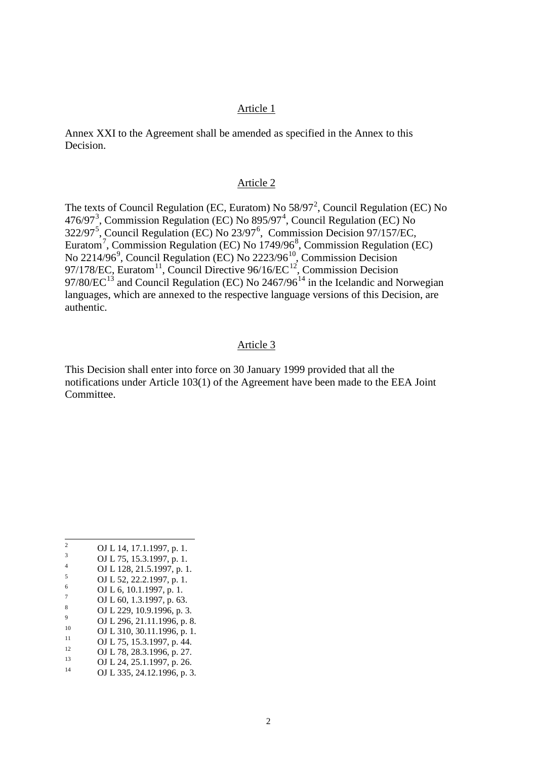## Article 1

Annex XXI to the Agreement shall be amended as specified in the Annex to this Decision.

## Article 2

The texts of Council Regulation (EC, Euratom) No 58/97[2], Council Regulation (EC) No 476/97[3], Commission Regulation (EC) No 895/97[4], Council Regulation (EC) No 322/97[5], Council Regulation (EC) No 23/97[6], Commission Decision 97/157/EC, Euratom[7], Commission Regulation (EC) No 1749/96[8], Commission Regulation (EC) No 2214/96[9], Council Regulation (EC) No 2223/96[10], Commission Decision 97/178/EC, Euratom[11], Council Directive 96/16/EC[12], Commission Decision 97/80/EC[13] and Council Regulation (EC) No 2467/96[14] in the Icelandic and Norwegian languages, which are annexed to the respective language versions of this Decision, are authentic.

## Article 3

This Decision shall enter into force on 30 January 1999 provided that all the notifications under Article 103(1) of the Agreement have been made to the EEA Joint Committee.

---

[2] OJ L 14, 17.1.1997, p. 1.
[3] OJ L 75, 15.3.1997, p. 1.
[4] OJ L 128, 21.5.1997, p. 1.
[5] OJ L 52, 22.2.1997, p. 1.
[6] OJ L 6, 10.1.1997, p. 1.
[7] OJ L 60, 1.3.1997, p. 63.
[8] OJ L 229, 10.9.1996, p. 3.
[9] OJ L 296, 21.11.1996, p. 8.
[10] OJ L 310, 30.11.1996, p. 1.
[11] OJ L 75, 15.3.1997, p. 44.
[12] OJ L 78, 28.3.1996, p. 27.
[13] OJ L 24, 25.1.1997, p. 26.
[14] OJ L 335, 24.12.1996, p. 3.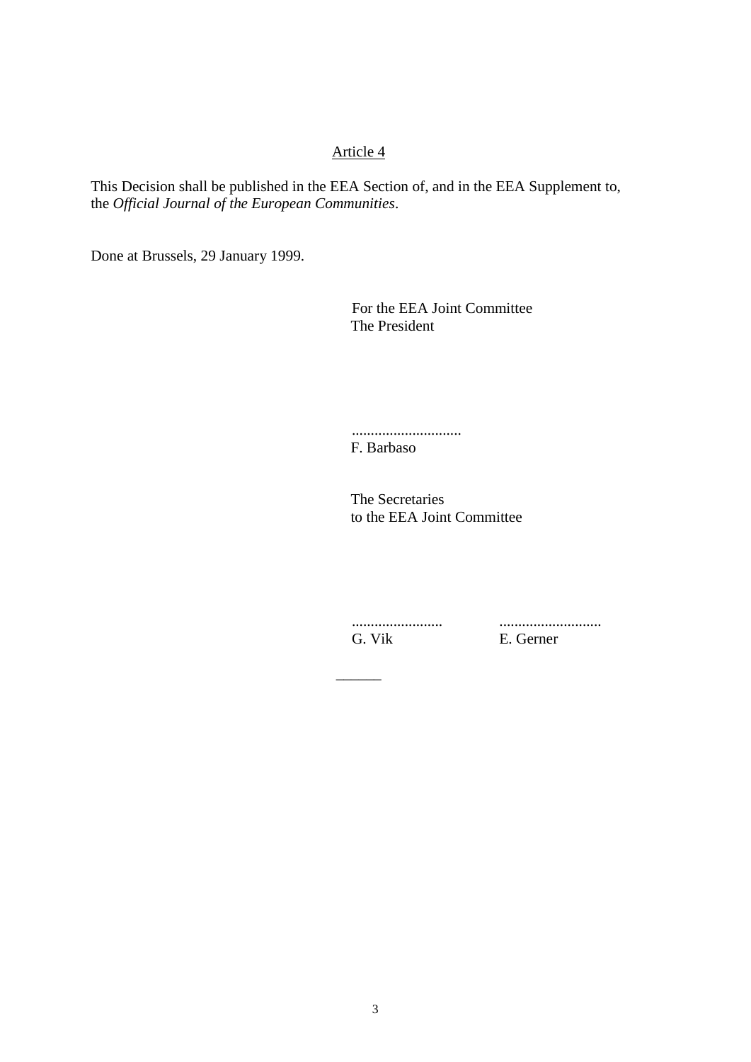Article 4

This Decision shall be published in the EEA Section of, and in the EEA Supplement to, the *Official Journal of the European Communities*.

Done at Brussels, 29 January 1999.

For the EEA Joint Committee
The President

............................
F. Barbaso

The Secretaries
to the EEA Joint Committee

........................ ...........................
G. Vik E. Gerner

______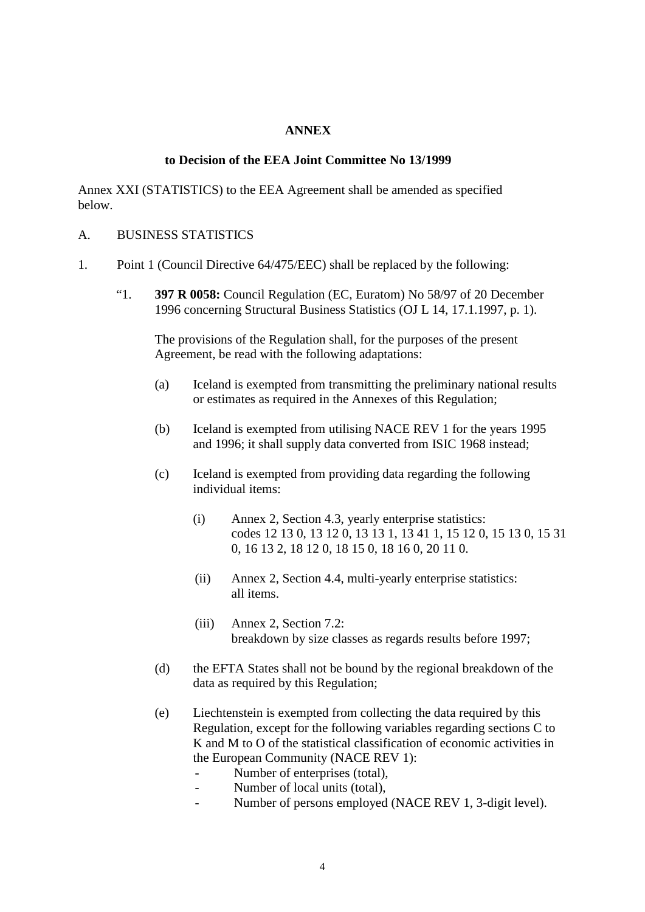**ANNEX**

**to Decision of the EEA Joint Committee No 13/1999**

Annex XXI (STATISTICS) to the EEA Agreement shall be amended as specified below.

A. BUSINESS STATISTICS

1. Point 1 (Council Directive 64/475/EEC) shall be replaced by the following:

   "1. **397 R 0058:** Council Regulation (EC, Euratom) No 58/97 of 20 December 1996 concerning Structural Business Statistics (OJ L 14, 17.1.1997, p. 1).

   The provisions of the Regulation shall, for the purposes of the present Agreement, be read with the following adaptations:

   (a) Iceland is exempted from transmitting the preliminary national results or estimates as required in the Annexes of this Regulation;

   (b) Iceland is exempted from utilising NACE REV 1 for the years 1995 and 1996; it shall supply data converted from ISIC 1968 instead;

   (c) Iceland is exempted from providing data regarding the following individual items:

   (i) Annex 2, Section 4.3, yearly enterprise statistics: codes 12 13 0, 13 12 0, 13 13 1, 13 41 1, 15 12 0, 15 13 0, 15 31 0, 16 13 2, 18 12 0, 18 15 0, 18 16 0, 20 11 0.

   (ii) Annex 2, Section 4.4, multi-yearly enterprise statistics: all items.

   (iii) Annex 2, Section 7.2: breakdown by size classes as regards results before 1997;

   (d) the EFTA States shall not be bound by the regional breakdown of the data as required by this Regulation;

   (e) Liechtenstein is exempted from collecting the data required by this Regulation, except for the following variables regarding sections C to K and M to O of the statistical classification of economic activities in the European Community (NACE REV 1):
   - Number of enterprises (total),
   - Number of local units (total),
   - Number of persons employed (NACE REV 1, 3-digit level).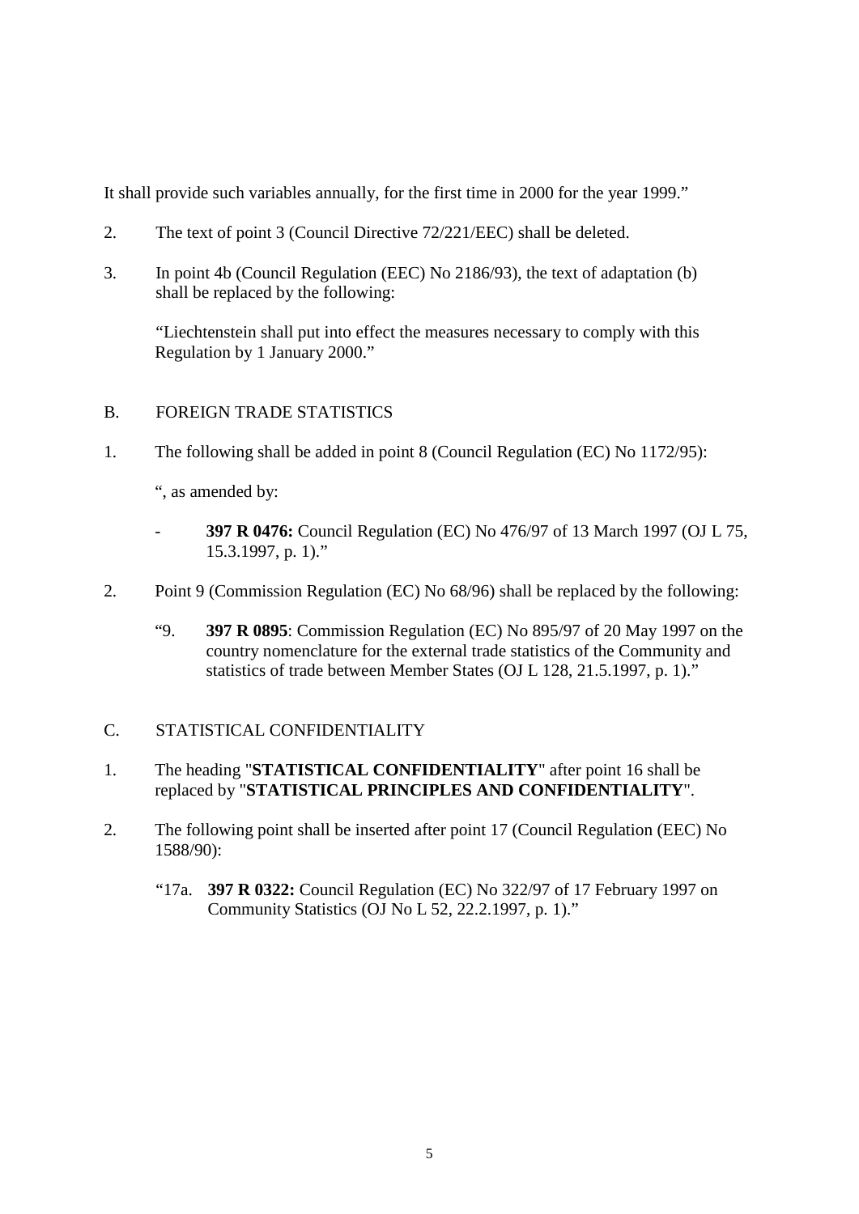It shall provide such variables annually, for the first time in 2000 for the year 1999."

2. The text of point 3 (Council Directive 72/221/EEC) shall be deleted.

3. In point 4b (Council Regulation (EEC) No 2186/93), the text of adaptation (b) shall be replaced by the following:

   "Liechtenstein shall put into effect the measures necessary to comply with this Regulation by 1 January 2000."

B. FOREIGN TRADE STATISTICS

1. The following shall be added in point 8 (Council Regulation (EC) No 1172/95):

   ", as amended by:

   - **397 R 0476:** Council Regulation (EC) No 476/97 of 13 March 1997 (OJ L 75, 15.3.1997, p. 1)."

2. Point 9 (Commission Regulation (EC) No 68/96) shall be replaced by the following:

   "9. **397 R 0895**: Commission Regulation (EC) No 895/97 of 20 May 1997 on the country nomenclature for the external trade statistics of the Community and statistics of trade between Member States (OJ L 128, 21.5.1997, p. 1)."

C. STATISTICAL CONFIDENTIALITY

1. The heading "**STATISTICAL CONFIDENTIALITY**" after point 16 shall be replaced by "**STATISTICAL PRINCIPLES AND CONFIDENTIALITY**".

2. The following point shall be inserted after point 17 (Council Regulation (EEC) No 1588/90):

   "17a. **397 R 0322:** Council Regulation (EC) No 322/97 of 17 February 1997 on Community Statistics (OJ No L 52, 22.2.1997, p. 1)."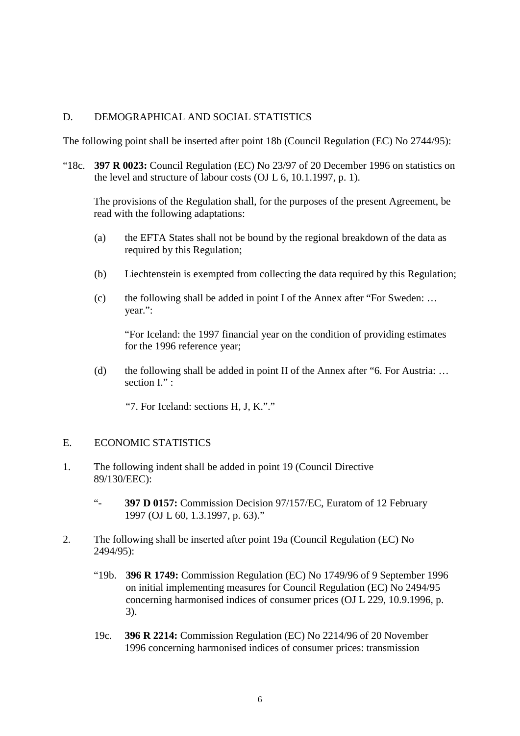## D. DEMOGRAPHICAL AND SOCIAL STATISTICS

The following point shall be inserted after point 18b (Council Regulation (EC) No 2744/95):

"18c. **397 R 0023:** Council Regulation (EC) No 23/97 of 20 December 1996 on statistics on the level and structure of labour costs (OJ L 6, 10.1.1997, p. 1).

The provisions of the Regulation shall, for the purposes of the present Agreement, be read with the following adaptations:

(a) the EFTA States shall not be bound by the regional breakdown of the data as required by this Regulation;

(b) Liechtenstein is exempted from collecting the data required by this Regulation;

(c) the following shall be added in point I of the Annex after "For Sweden: … year.":

"For Iceland: the 1997 financial year on the condition of providing estimates for the 1996 reference year;

(d) the following shall be added in point II of the Annex after "6. For Austria: … section I." :

"7. For Iceland: sections H, J, K."."

## E. ECONOMIC STATISTICS

1. The following indent shall be added in point 19 (Council Directive 89/130/EEC):

   "- **397 D 0157:** Commission Decision 97/157/EC, Euratom of 12 February 1997 (OJ L 60, 1.3.1997, p. 63)."

2. The following shall be inserted after point 19a (Council Regulation (EC) No 2494/95):

   "19b. **396 R 1749:** Commission Regulation (EC) No 1749/96 of 9 September 1996 on initial implementing measures for Council Regulation (EC) No 2494/95 concerning harmonised indices of consumer prices (OJ L 229, 10.9.1996, p. 3).

   19c. **396 R 2214:** Commission Regulation (EC) No 2214/96 of 20 November 1996 concerning harmonised indices of consumer prices: transmission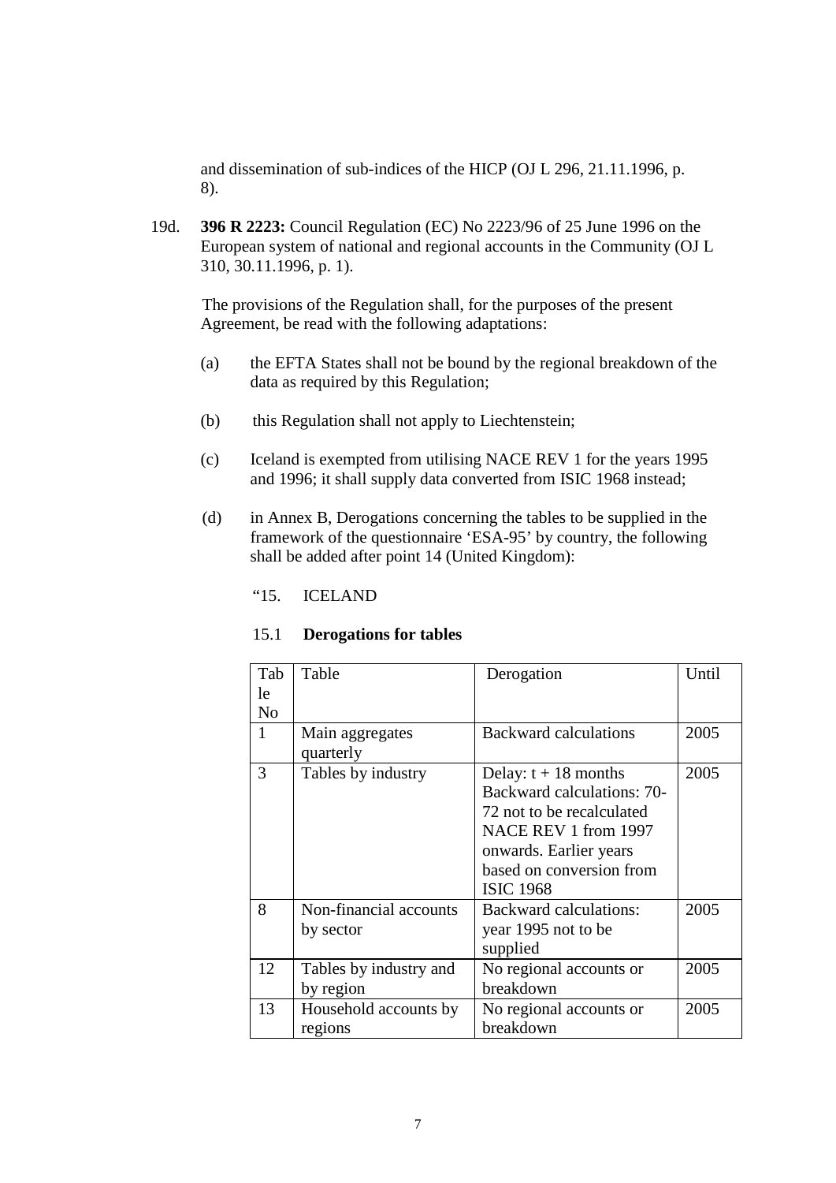and dissemination of sub-indices of the HICP (OJ L 296, 21.11.1996, p. 8).

19d. **396 R 2223:** Council Regulation (EC) No 2223/96 of 25 June 1996 on the European system of national and regional accounts in the Community (OJ L 310, 30.11.1996, p. 1).

The provisions of the Regulation shall, for the purposes of the present Agreement, be read with the following adaptations:

(a) the EFTA States shall not be bound by the regional breakdown of the data as required by this Regulation;

(b) this Regulation shall not apply to Liechtenstein;

(c) Iceland is exempted from utilising NACE REV 1 for the years 1995 and 1996; it shall supply data converted from ISIC 1968 instead;

(d) in Annex B, Derogations concerning the tables to be supplied in the framework of the questionnaire 'ESA-95' by country, the following shall be added after point 14 (United Kingdom):

"15. ICELAND

15.1 **Derogations for tables**

| Table No | Table | Derogation | Until |
|---|---|---|---|
| 1 | Main aggregates quarterly | Backward calculations | 2005 |
| 3 | Tables by industry | Delay: t + 18 months Backward calculations: 70-72 not to be recalculated NACE REV 1 from 1997 onwards. Earlier years based on conversion from ISIC 1968 | 2005 |
| 8 | Non-financial accounts by sector | Backward calculations: year 1995 not to be supplied | 2005 |
| 12 | Tables by industry and by region | No regional accounts or breakdown | 2005 |
| 13 | Household accounts by regions | No regional accounts or breakdown | 2005 |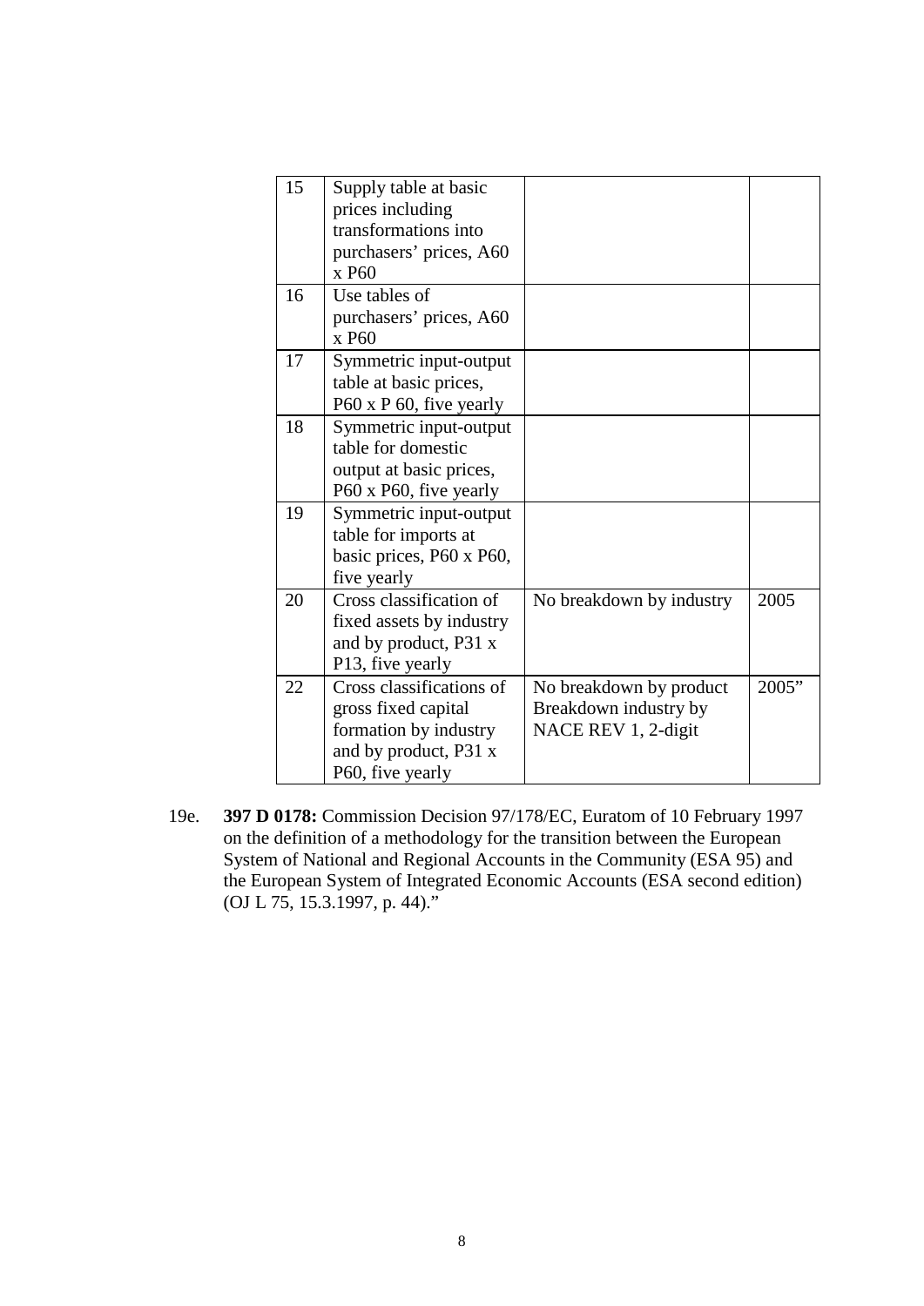| 15 | Supply table at basic prices including transformations into purchasers' prices, A60 x P60 | | |
|---|---|---|---|
| 16 | Use tables of purchasers' prices, A60 x P60 | | |
| 17 | Symmetric input-output table at basic prices, P60 x P 60, five yearly | | |
| 18 | Symmetric input-output table for domestic output at basic prices, P60 x P60, five yearly | | |
| 19 | Symmetric input-output table for imports at basic prices, P60 x P60, five yearly | | |
| 20 | Cross classification of fixed assets by industry and by product, P31 x P13, five yearly | No breakdown by industry | 2005 |
| 22 | Cross classifications of gross fixed capital formation by industry and by product, P31 x P60, five yearly | No breakdown by product Breakdown industry by NACE REV 1, 2-digit | 2005" |

19e. **397 D 0178:** Commission Decision 97/178/EC, Euratom of 10 February 1997 on the definition of a methodology for the transition between the European System of National and Regional Accounts in the Community (ESA 95) and the European System of Integrated Economic Accounts (ESA second edition) (OJ L 75, 15.3.1997, p. 44)."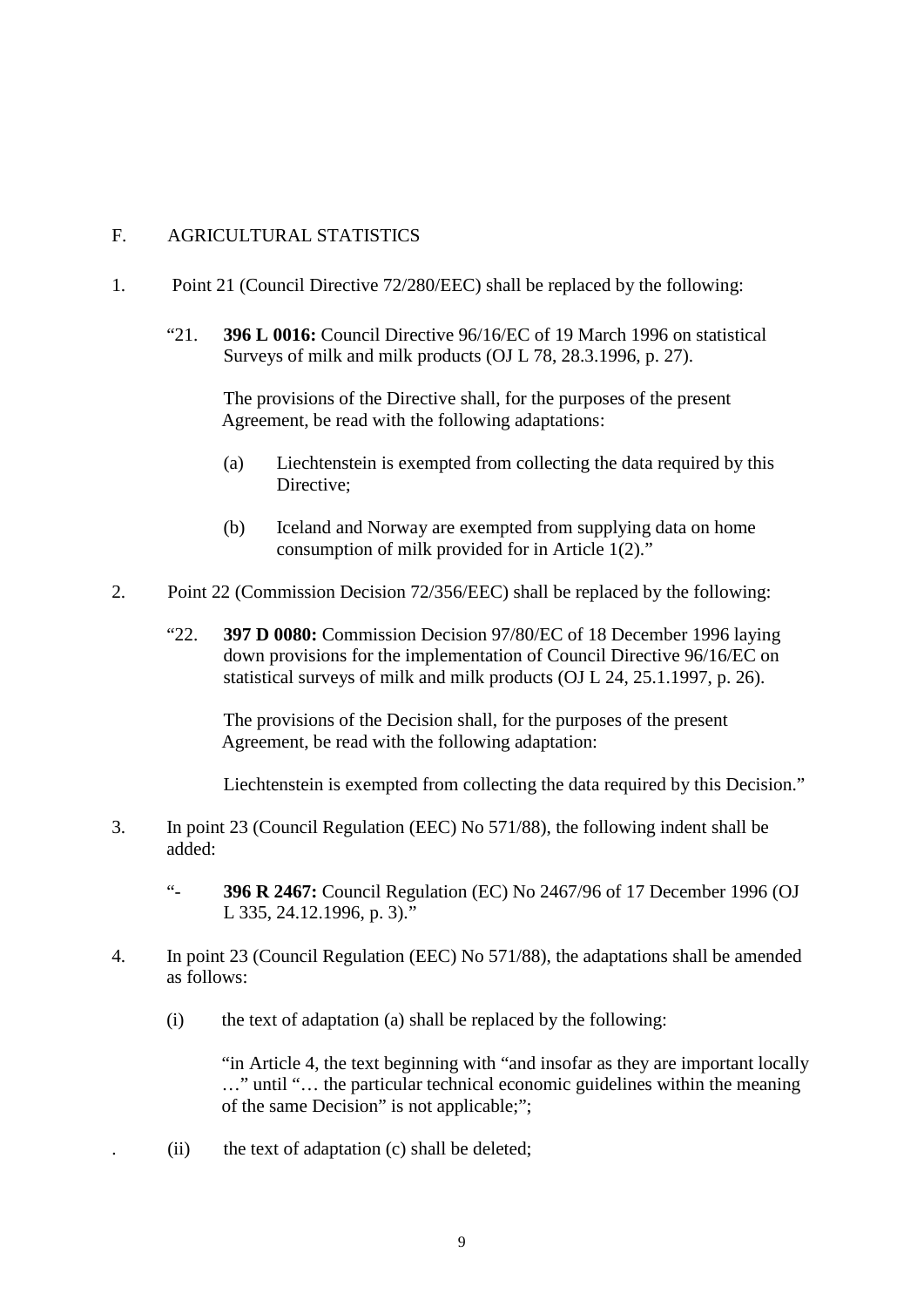F. AGRICULTURAL STATISTICS

1. Point 21 (Council Directive 72/280/EEC) shall be replaced by the following:

   "21. **396 L 0016:** Council Directive 96/16/EC of 19 March 1996 on statistical Surveys of milk and milk products (OJ L 78, 28.3.1996, p. 27).

   The provisions of the Directive shall, for the purposes of the present Agreement, be read with the following adaptations:

   (a) Liechtenstein is exempted from collecting the data required by this Directive;

   (b) Iceland and Norway are exempted from supplying data on home consumption of milk provided for in Article 1(2)."

2. Point 22 (Commission Decision 72/356/EEC) shall be replaced by the following:

   "22. **397 D 0080:** Commission Decision 97/80/EC of 18 December 1996 laying down provisions for the implementation of Council Directive 96/16/EC on statistical surveys of milk and milk products (OJ L 24, 25.1.1997, p. 26).

   The provisions of the Decision shall, for the purposes of the present Agreement, be read with the following adaptation:

   Liechtenstein is exempted from collecting the data required by this Decision."

3. In point 23 (Council Regulation (EEC) No 571/88), the following indent shall be added:

   "- **396 R 2467:** Council Regulation (EC) No 2467/96 of 17 December 1996 (OJ L 335, 24.12.1996, p. 3)."

4. In point 23 (Council Regulation (EEC) No 571/88), the adaptations shall be amended as follows:

   (i) the text of adaptation (a) shall be replaced by the following:

   "in Article 4, the text beginning with "and insofar as they are important locally …" until "… the particular technical economic guidelines within the meaning of the same Decision" is not applicable;";

   (ii) the text of adaptation (c) shall be deleted;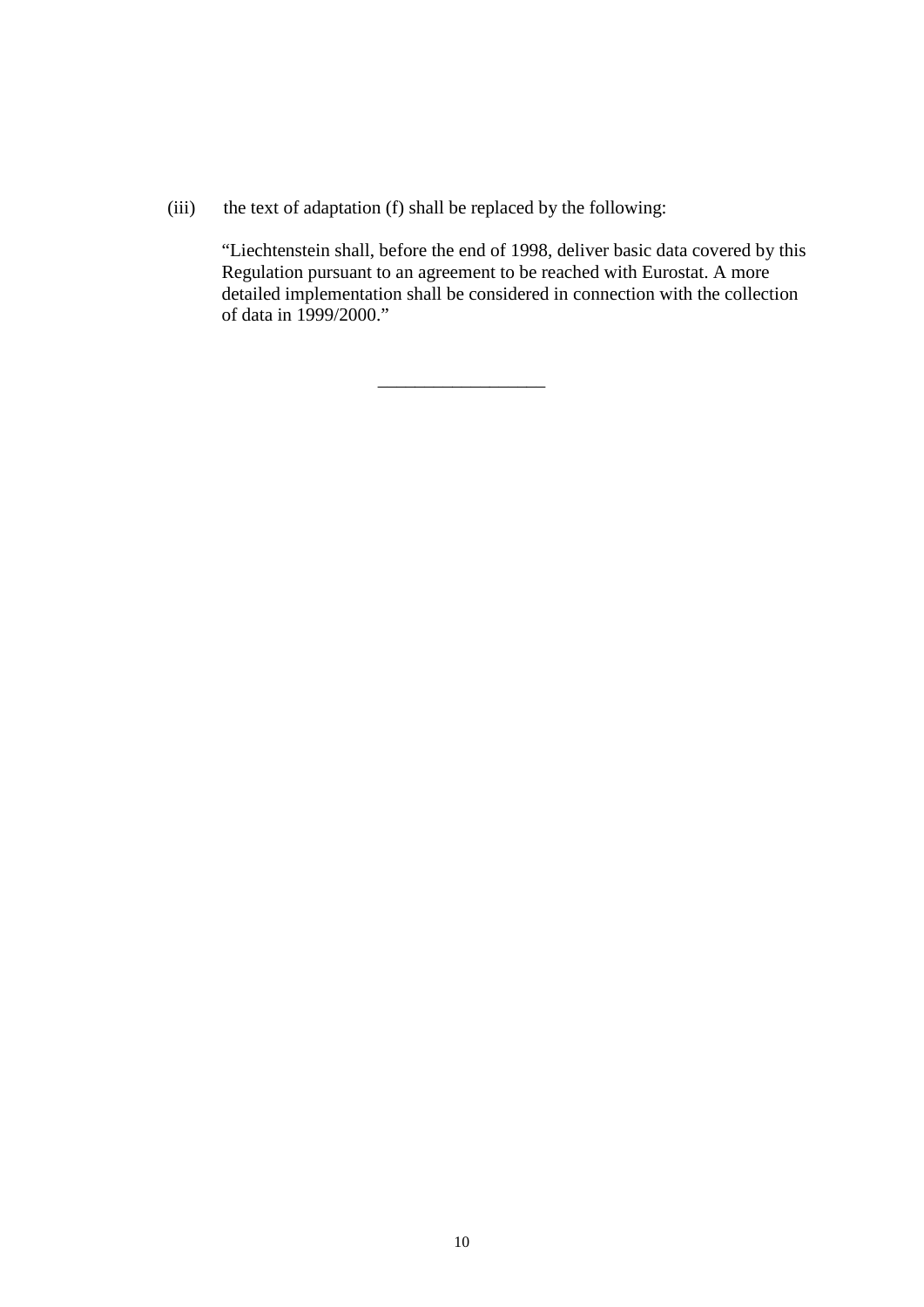(iii) the text of adaptation (f) shall be replaced by the following:

> "Liechtenstein shall, before the end of 1998, deliver basic data covered by this Regulation pursuant to an agreement to be reached with Eurostat. A more detailed implementation shall be considered in connection with the collection of data in 1999/2000."

__________________